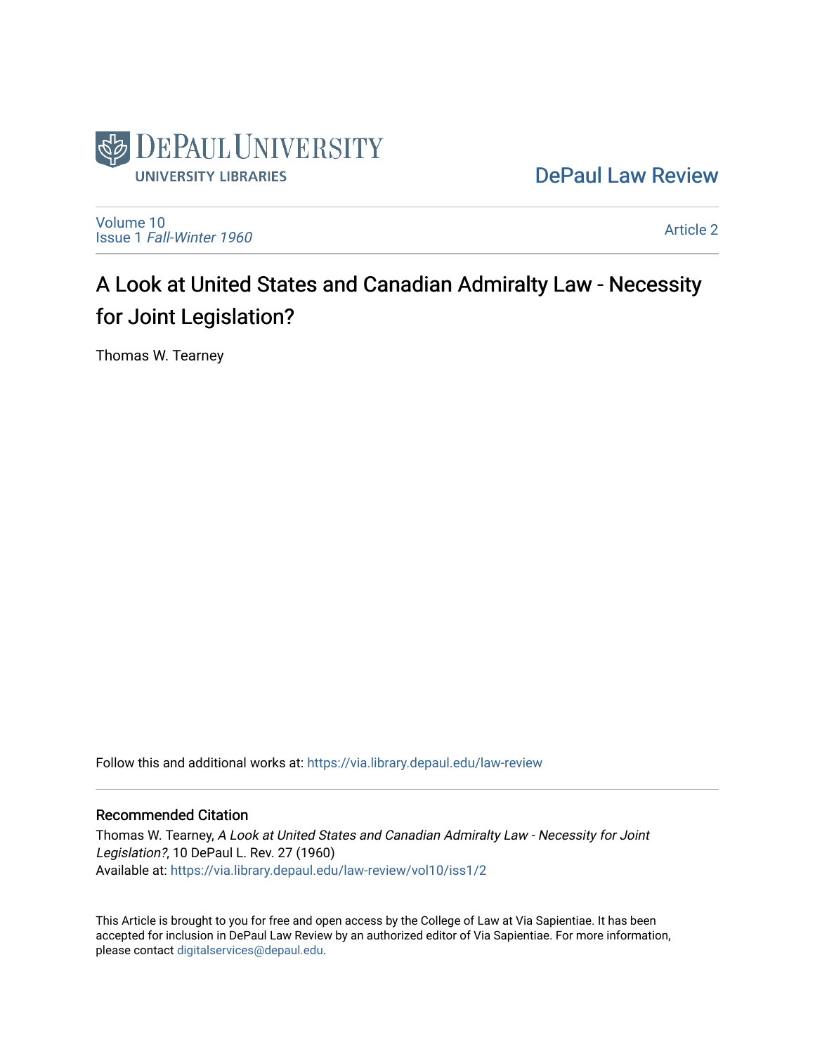DePaul University Libraries

DePaul Law Review

Volume 10
Issue 1 *Fall-Winter 1960*

Article 2

# A Look at United States and Canadian Admiralty Law - Necessity for Joint Legislation?

Thomas W. Tearney

Follow this and additional works at: https://via.library.depaul.edu/law-review

## Recommended Citation

Thomas W. Tearney, *A Look at United States and Canadian Admiralty Law - Necessity for Joint Legislation?*, 10 DePaul L. Rev. 27 (1960)
Available at: https://via.library.depaul.edu/law-review/vol10/iss1/2

This Article is brought to you for free and open access by the College of Law at Via Sapientiae. It has been accepted for inclusion in DePaul Law Review by an authorized editor of Via Sapientiae. For more information, please contact digitalservices@depaul.edu.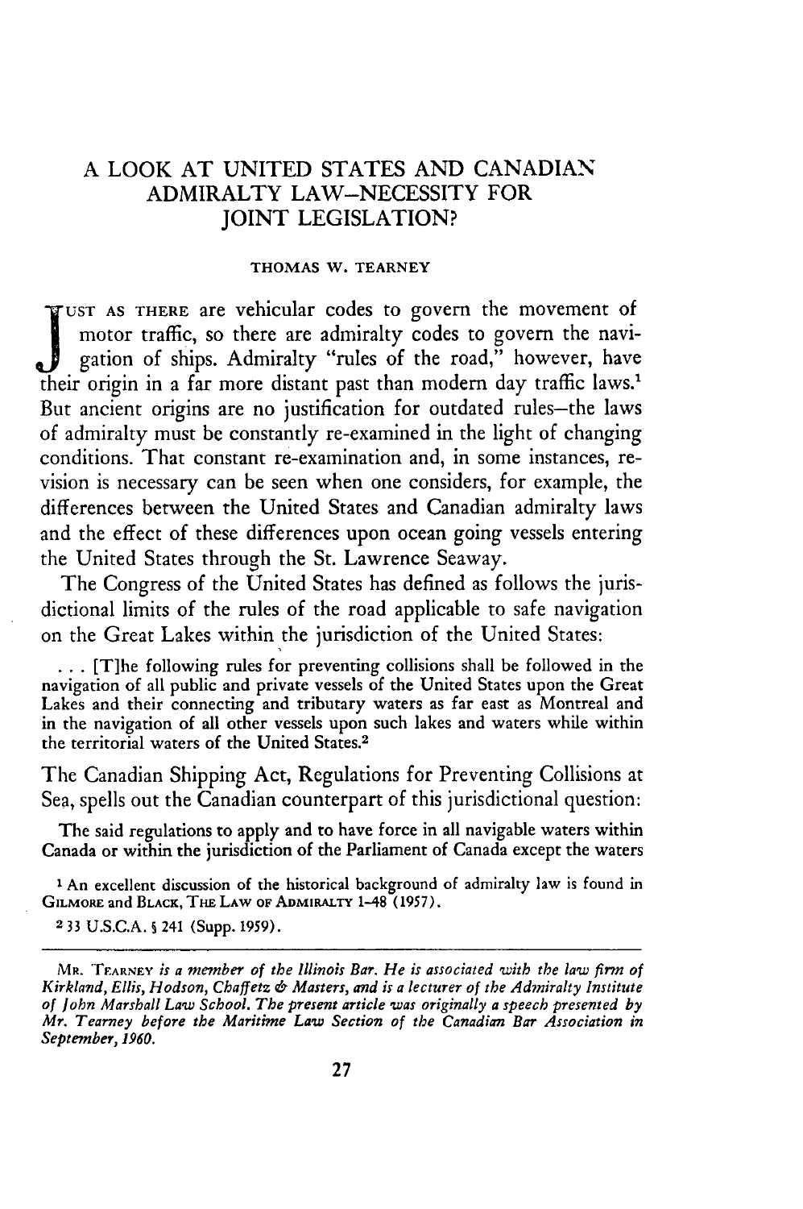# A LOOK AT UNITED STATES AND CANADIAN ADMIRALTY LAW—NECESSITY FOR JOINT LEGISLATION?

THOMAS W. TEARNEY

JUST AS THERE are vehicular codes to govern the movement of motor traffic, so there are admiralty codes to govern the navigation of ships. Admiralty "rules of the road," however, have their origin in a far more distant past than modern day traffic laws.[1] But ancient origins are no justification for outdated rules—the laws of admiralty must be constantly re-examined in the light of changing conditions. That constant re-examination and, in some instances, revision is necessary can be seen when one considers, for example, the differences between the United States and Canadian admiralty laws and the effect of these differences upon ocean going vessels entering the United States through the St. Lawrence Seaway.

The Congress of the United States has defined as follows the jurisdictional limits of the rules of the road applicable to safe navigation on the Great Lakes within the jurisdiction of the United States:

> . . . [T]he following rules for preventing collisions shall be followed in the navigation of all public and private vessels of the United States upon the Great Lakes and their connecting and tributary waters as far east as Montreal and in the navigation of all other vessels upon such lakes and waters while within the territorial waters of the United States.[2]

The Canadian Shipping Act, Regulations for Preventing Collisions at Sea, spells out the Canadian counterpart of this jurisdictional question:

> The said regulations to apply and to have force in all navigable waters within Canada or within the jurisdiction of the Parliament of Canada except the waters

[1] An excellent discussion of the historical background of admiralty law is found in GILMORE and BLACK, THE LAW OF ADMIRALTY 1-48 (1957).

[2] 33 U.S.C.A. § 241 (Supp. 1959).

MR. TEARNEY *is a member of the Illinois Bar. He is associated with the law firm of Kirkland, Ellis, Hodson, Chaffetz & Masters, and is a lecturer of the Admiralty Institute of John Marshall Law School. The present article was originally a speech presented by Mr. Tearney before the Maritime Law Section of the Canadian Bar Association in September, 1960.*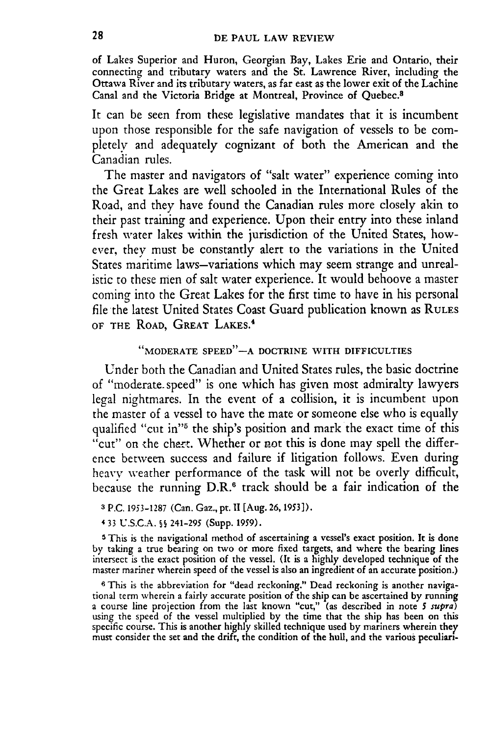of Lakes Superior and Huron, Georgian Bay, Lakes Erie and Ontario, their connecting and tributary waters and the St. Lawrence River, including the Ottawa River and its tributary waters, as far east as the lower exit of the Lachine Canal and the Victoria Bridge at Montreal, Province of Quebec.[3]

It can be seen from these legislative mandates that it is incumbent upon those responsible for the safe navigation of vessels to be completely and adequately cognizant of both the American and the Canadian rules.

The master and navigators of "salt water" experience coming into the Great Lakes are well schooled in the International Rules of the Road, and they have found the Canadian rules more closely akin to their past training and experience. Upon their entry into these inland fresh water lakes within the jurisdiction of the United States, however, they must be constantly alert to the variations in the United States maritime laws—variations which may seem strange and unrealistic to these men of salt water experience. It would behoove a master coming into the Great Lakes for the first time to have in his personal file the latest United States Coast Guard publication known as RULES OF THE ROAD, GREAT LAKES.[4]

### "MODERATE SPEED"—A DOCTRINE WITH DIFFICULTIES

Under both the Canadian and United States rules, the basic doctrine of "moderate speed" is one which has given most admiralty lawyers legal nightmares. In the event of a collision, it is incumbent upon the master of a vessel to have the mate or someone else who is equally qualified "cut in"[5] the ship's position and mark the exact time of this "cut" on the chart. Whether or not this is done may spell the difference between success and failure if litigation follows. Even during heavy weather performance of the task will not be overly difficult, because the running D.R.[6] track should be a fair indication of the

[3] P.C. 1953-1287 (Can. Gaz., pt. II [Aug. 26, 1953]).

[4] 33 U.S.C.A. §§ 241-295 (Supp. 1959).

[5] This is the navigational method of ascertaining a vessel's exact position. It is done by taking a true bearing on two or more fixed targets, and where the bearing lines intersect is the exact position of the vessel. (It is a highly developed technique of the master mariner wherein speed of the vessel is also an ingredient of an accurate position.)

[6] This is the abbreviation for "dead reckoning." Dead reckoning is another navigational term wherein a fairly accurate position of the ship can be ascertained by running a course line projection from the last known "cut," (as described in note 5 *supra*) using the speed of the vessel multiplied by the time that the ship has been on this specific course. This is another highly skilled technique used by mariners wherein they must consider the set and the drift, the condition of the hull, and the various peculiari-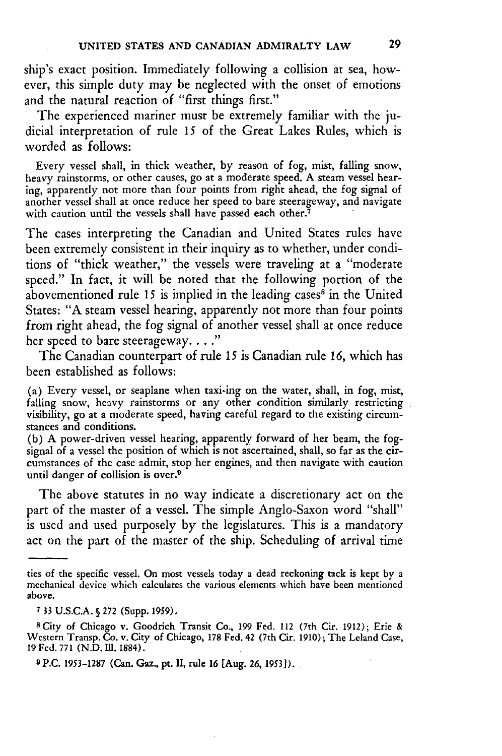ship's exact position. Immediately following a collision at sea, however, this simple duty may be neglected with the onset of emotions and the natural reaction of "first things first."

The experienced mariner must be extremely familiar with the judicial interpretation of rule 15 of the Great Lakes Rules, which is worded as follows:

> Every vessel shall, in thick weather, by reason of fog, mist, falling snow, heavy rainstorms, or other causes, go at a moderate speed. A steam vessel hearing, apparently not more than four points from right ahead, the fog signal of another vessel shall at once reduce her speed to bare steerageway, and navigate with caution until the vessels shall have passed each other.[7]

The cases interpreting the Canadian and United States rules have been extremely consistent in their inquiry as to whether, under conditions of "thick weather," the vessels were traveling at a "moderate speed." In fact, it will be noted that the following portion of the abovementioned rule 15 is implied in the leading cases[8] in the United States: "A steam vessel hearing, apparently not more than four points from right ahead, the fog signal of another vessel shall at once reduce her speed to bare steerageway. . . ."

The Canadian counterpart of rule 15 is Canadian rule 16, which has been established as follows:

> (a) Every vessel, or seaplane when taxi-ing on the water, shall, in fog, mist, falling snow, heavy rainstorms or any other condition similarly restricting visibility, go at a moderate speed, having careful regard to the existing circumstances and conditions.
> (b) A power-driven vessel hearing, apparently forward of her beam, the fog-signal of a vessel the position of which is not ascertained, shall, so far as the circumstances of the case admit, stop her engines, and then navigate with caution until danger of collision is over.[9]

The above statutes in no way indicate a discretionary act on the part of the master of a vessel. The simple Anglo-Saxon word "shall" is used and used purposely by the legislatures. This is a mandatory act on the part of the master of the ship. Scheduling of arrival time

---

ties of the specific vessel. On most vessels today a dead reckoning tack is kept by a mechanical device which calculates the various elements which have been mentioned above.

[7] 33 U.S.C.A. § 272 (Supp. 1959).

[8] City of Chicago v. Goodrich Transit Co., 199 Fed. 112 (7th Cir. 1912); Erie & Western Transp. Co. v. City of Chicago, 178 Fed. 42 (7th Cir. 1910); The Leland Case, 19 Fed. 771 (N.D. Ill. 1884).

[9] P.C. 1953-1287 (Can. Gaz., pt. II, rule 16 [Aug. 26, 1953]).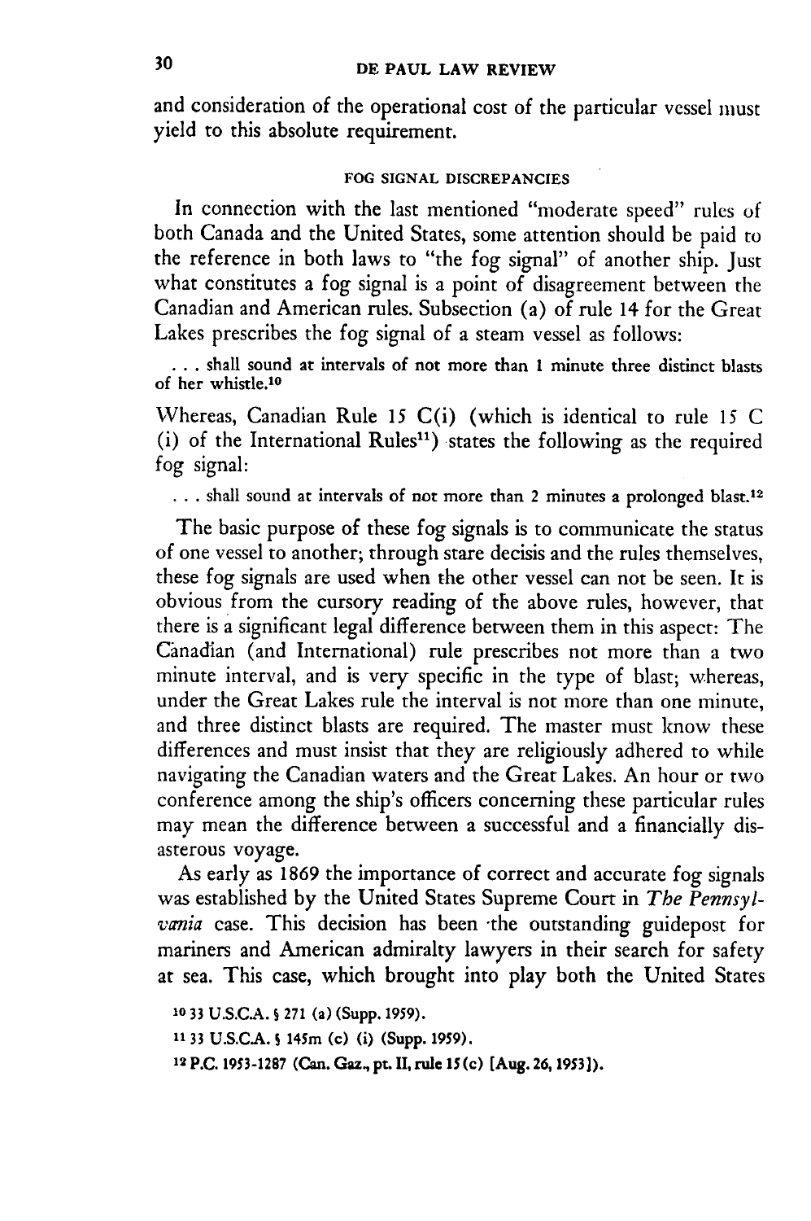and consideration of the operational cost of the particular vessel must yield to this absolute requirement.

### FOG SIGNAL DISCREPANCIES

In connection with the last mentioned "moderate speed" rules of both Canada and the United States, some attention should be paid to the reference in both laws to "the fog signal" of another ship. Just what constitutes a fog signal is a point of disagreement between the Canadian and American rules. Subsection (a) of rule 14 for the Great Lakes prescribes the fog signal of a steam vessel as follows:

> . . . shall sound at intervals of not more than 1 minute three distinct blasts of her whistle.[10]

Whereas, Canadian Rule 15 C(i) (which is identical to rule 15 C (i) of the International Rules[11]) states the following as the required fog signal:

> . . . shall sound at intervals of not more than 2 minutes a prolonged blast.[12]

The basic purpose of these fog signals is to communicate the status of one vessel to another; through stare decisis and the rules themselves, these fog signals are used when the other vessel can not be seen. It is obvious from the cursory reading of the above rules, however, that there is a significant legal difference between them in this aspect: The Canadian (and International) rule prescribes not more than a two minute interval, and is very specific in the type of blast; whereas, under the Great Lakes rule the interval is not more than one minute, and three distinct blasts are required. The master must know these differences and must insist that they are religiously adhered to while navigating the Canadian waters and the Great Lakes. An hour or two conference among the ship's officers concerning these particular rules may mean the difference between a successful and a financially disasterous voyage.

As early as 1869 the importance of correct and accurate fog signals was established by the United States Supreme Court in *The Pennsylvania* case. This decision has been the outstanding guidepost for mariners and American admiralty lawyers in their search for safety at sea. This case, which brought into play both the United States

[10] 33 U.S.C.A. § 271 (a) (Supp. 1959).

[11] 33 U.S.C.A. § 145m (c) (i) (Supp. 1959).

[12] P.C. 1953-1287 (Can. Gaz., pt. II, rule 15(c) [Aug. 26, 1953]).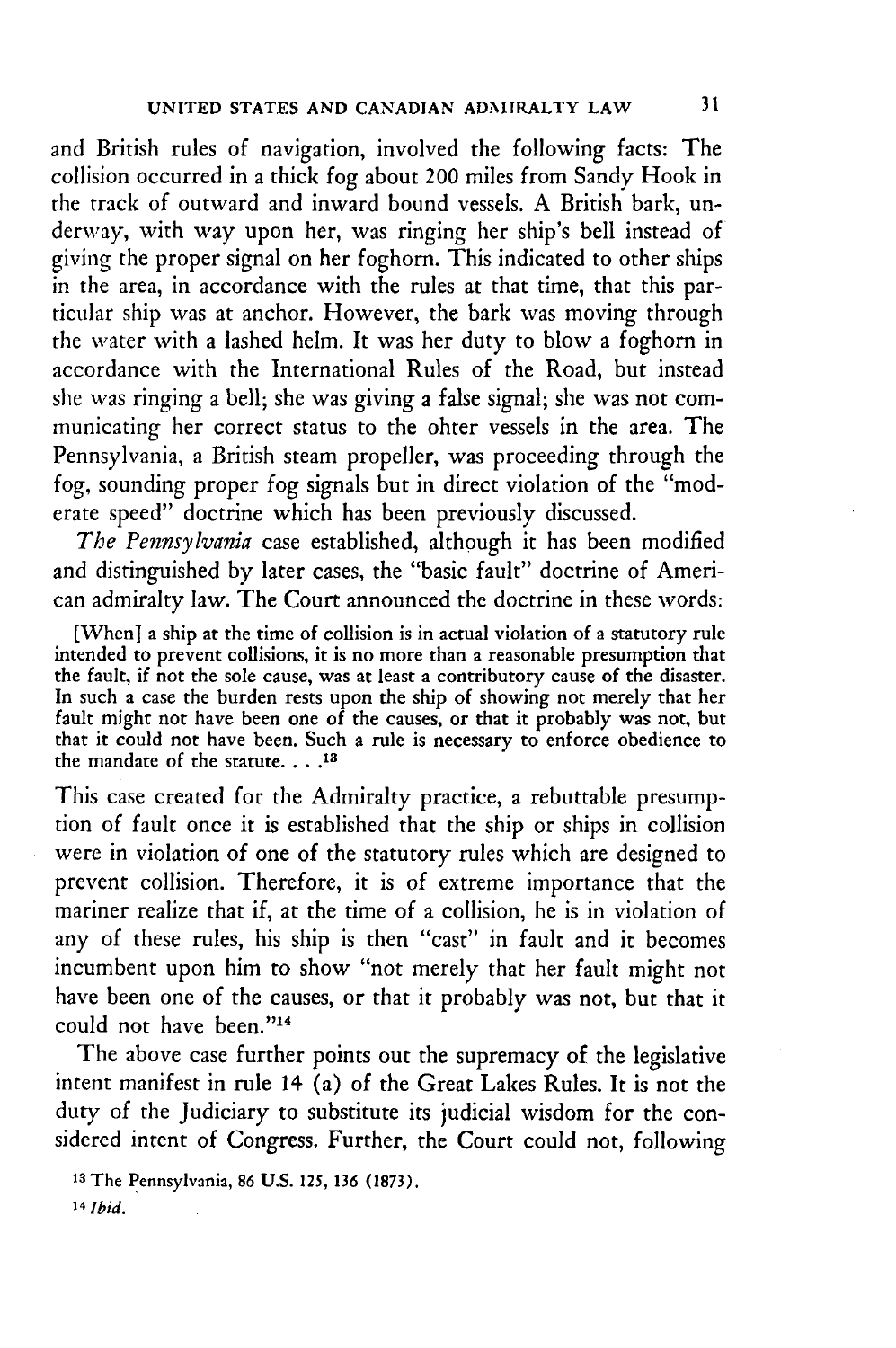and British rules of navigation, involved the following facts: The collision occurred in a thick fog about 200 miles from Sandy Hook in the track of outward and inward bound vessels. A British bark, underway, with way upon her, was ringing her ship's bell instead of giving the proper signal on her foghorn. This indicated to other ships in the area, in accordance with the rules at that time, that this particular ship was at anchor. However, the bark was moving through the water with a lashed helm. It was her duty to blow a foghorn in accordance with the International Rules of the Road, but instead she was ringing a bell; she was giving a false signal; she was not communicating her correct status to the ohter vessels in the area. The Pennsylvania, a British steam propeller, was proceeding through the fog, sounding proper fog signals but in direct violation of the "moderate speed" doctrine which has been previously discussed.

*The Pennsylvania* case established, although it has been modified and distinguished by later cases, the "basic fault" doctrine of American admiralty law. The Court announced the doctrine in these words:

> [When] a ship at the time of collision is in actual violation of a statutory rule intended to prevent collisions, it is no more than a reasonable presumption that the fault, if not the sole cause, was at least a contributory cause of the disaster. In such a case the burden rests upon the ship of showing not merely that her fault might not have been one of the causes, or that it probably was not, but that it could not have been. Such a rule is necessary to enforce obedience to the mandate of the statute. . . .[13]

This case created for the Admiralty practice, a rebuttable presumption of fault once it is established that the ship or ships in collision were in violation of one of the statutory rules which are designed to prevent collision. Therefore, it is of extreme importance that the mariner realize that if, at the time of a collision, he is in violation of any of these rules, his ship is then "cast" in fault and it becomes incumbent upon him to show "not merely that her fault might not have been one of the causes, or that it probably was not, but that it could not have been."[14]

The above case further points out the supremacy of the legislative intent manifest in rule 14 (a) of the Great Lakes Rules. It is not the duty of the Judiciary to substitute its judicial wisdom for the considered intent of Congress. Further, the Court could not, following

[13] The Pennsylvania, 86 U.S. 125, 136 (1873).

[14] *Ibid.*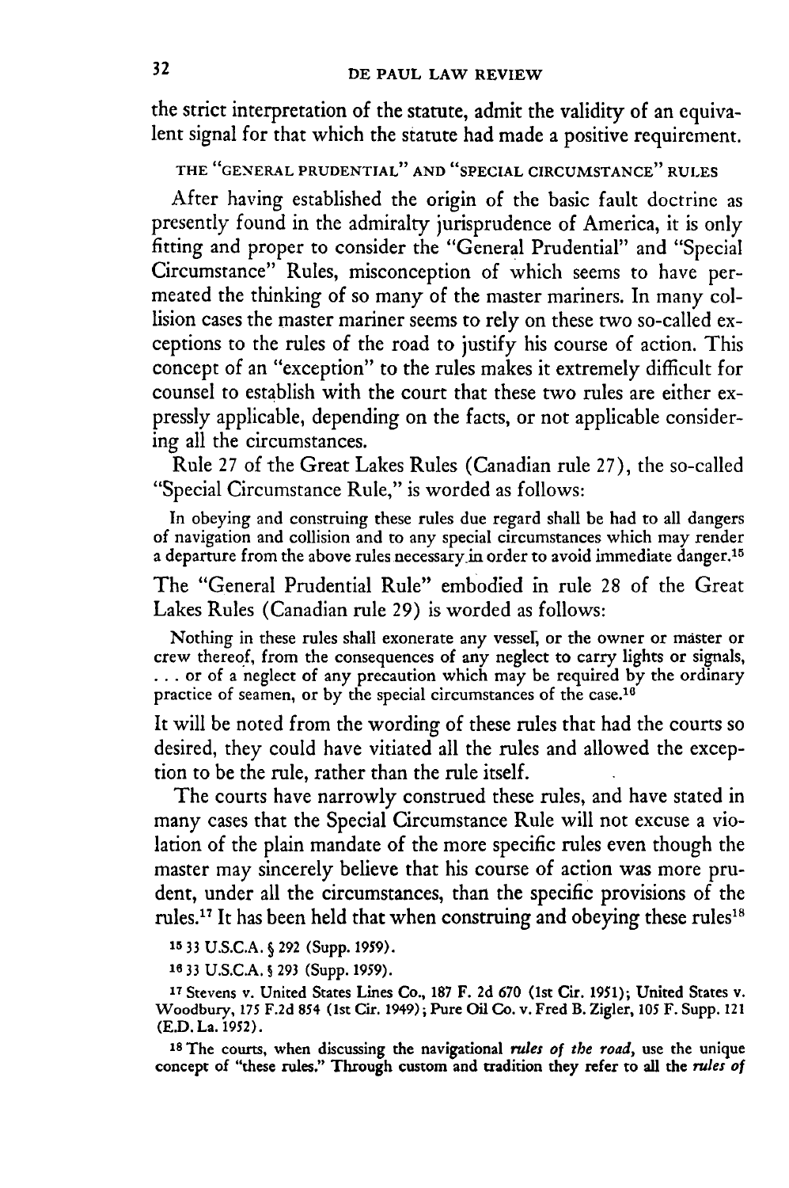the strict interpretation of the statute, admit the validity of an equivalent signal for that which the statute had made a positive requirement.

### THE "GENERAL PRUDENTIAL" AND "SPECIAL CIRCUMSTANCE" RULES

After having established the origin of the basic fault doctrine as presently found in the admiralty jurisprudence of America, it is only fitting and proper to consider the "General Prudential" and "Special Circumstance" Rules, misconception of which seems to have permeated the thinking of so many of the master mariners. In many collision cases the master mariner seems to rely on these two so-called exceptions to the rules of the road to justify his course of action. This concept of an "exception" to the rules makes it extremely difficult for counsel to establish with the court that these two rules are either expressly applicable, depending on the facts, or not applicable considering all the circumstances.

Rule 27 of the Great Lakes Rules (Canadian rule 27), the so-called "Special Circumstance Rule," is worded as follows:

> In obeying and construing these rules due regard shall be had to all dangers of navigation and collision and to any special circumstances which may render a departure from the above rules necessary in order to avoid immediate danger.[15]

The "General Prudential Rule" embodied in rule 28 of the Great Lakes Rules (Canadian rule 29) is worded as follows:

> Nothing in these rules shall exonerate any vessel, or the owner or master or crew thereof, from the consequences of any neglect to carry lights or signals, . . . or of a neglect of any precaution which may be required by the ordinary practice of seamen, or by the special circumstances of the case.[16]

It will be noted from the wording of these rules that had the courts so desired, they could have vitiated all the rules and allowed the exception to be the rule, rather than the rule itself.

The courts have narrowly construed these rules, and have stated in many cases that the Special Circumstance Rule will not excuse a violation of the plain mandate of the more specific rules even though the master may sincerely believe that his course of action was more prudent, under all the circumstances, than the specific provisions of the rules.[17] It has been held that when construing and obeying these rules[18]

---

[15] 33 U.S.C.A. § 292 (Supp. 1959).

[16] 33 U.S.C.A. § 293 (Supp. 1959).

[17] Stevens v. United States Lines Co., 187 F. 2d 670 (1st Cir. 1951); United States v. Woodbury, 175 F.2d 854 (1st Cir. 1949); Pure Oil Co. v. Fred B. Zigler, 105 F. Supp. 121 (E.D. La. 1952).

[18] The courts, when discussing the navigational *rules of the road*, use the unique concept of "these rules." Through custom and tradition they refer to all the *rules of*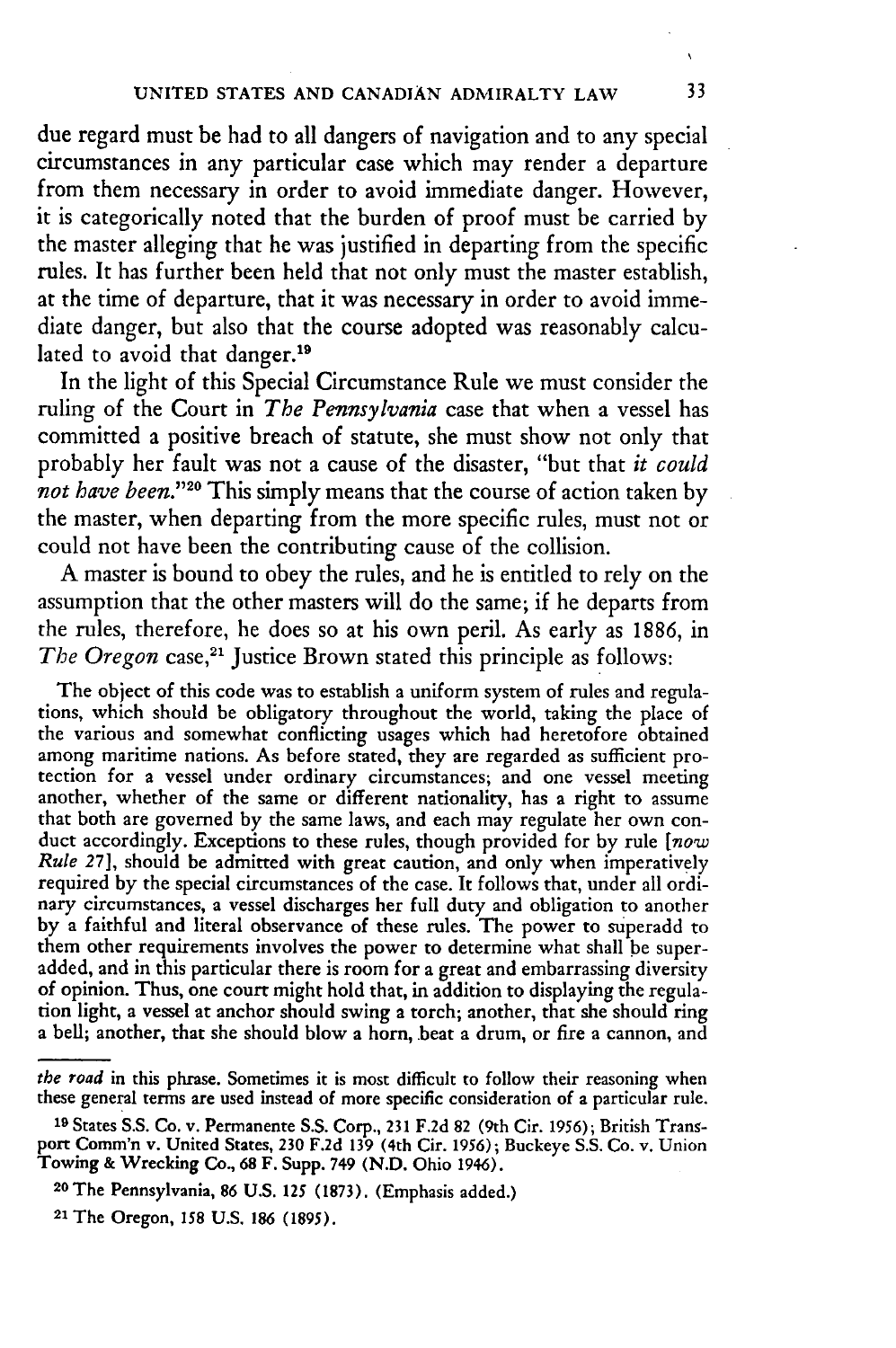due regard must be had to all dangers of navigation and to any special circumstances in any particular case which may render a departure from them necessary in order to avoid immediate danger. However, it is categorically noted that the burden of proof must be carried by the master alleging that he was justified in departing from the specific rules. It has further been held that not only must the master establish, at the time of departure, that it was necessary in order to avoid immediate danger, but also that the course adopted was reasonably calculated to avoid that danger.[19]

In the light of this Special Circumstance Rule we must consider the ruling of the Court in *The Pennsylvania* case that when a vessel has committed a positive breach of statute, she must show not only that probably her fault was not a cause of the disaster, "but that *it could not have been*."[20] This simply means that the course of action taken by the master, when departing from the more specific rules, must not or could not have been the contributing cause of the collision.

A master is bound to obey the rules, and he is entitled to rely on the assumption that the other masters will do the same; if he departs from the rules, therefore, he does so at his own peril. As early as 1886, in *The Oregon* case,[21] Justice Brown stated this principle as follows:

> The object of this code was to establish a uniform system of rules and regulations, which should be obligatory throughout the world, taking the place of the various and somewhat conflicting usages which had heretofore obtained among maritime nations. As before stated, they are regarded as sufficient protection for a vessel under ordinary circumstances; and one vessel meeting another, whether of the same or different nationality, has a right to assume that both are governed by the same laws, and each may regulate her own conduct accordingly. Exceptions to these rules, though provided for by rule [*now Rule 27*], should be admitted with great caution, and only when imperatively required by the special circumstances of the case. It follows that, under all ordinary circumstances, a vessel discharges her full duty and obligation to another by a faithful and literal observance of these rules. The power to superadd to them other requirements involves the power to determine what shall be superadded, and in this particular there is room for a great and embarrassing diversity of opinion. Thus, one court might hold that, in addition to displaying the regulation light, a vessel at anchor should swing a torch; another, that she should ring a bell; another, that she should blow a horn, beat a drum, or fire a cannon, and

---

*the road* in this phrase. Sometimes it is most difficult to follow their reasoning when these general terms are used instead of more specific consideration of a particular rule.

[19] States S.S. Co. v. Permanente S.S. Corp., 231 F.2d 82 (9th Cir. 1956); British Transport Comm'n v. United States, 230 F.2d 139 (4th Cir. 1956); Buckeye S.S. Co. v. Union Towing & Wrecking Co., 68 F. Supp. 749 (N.D. Ohio 1946).

[20] The Pennsylvania, 86 U.S. 125 (1873). (Emphasis added.)

[21] The Oregon, 158 U.S. 186 (1895).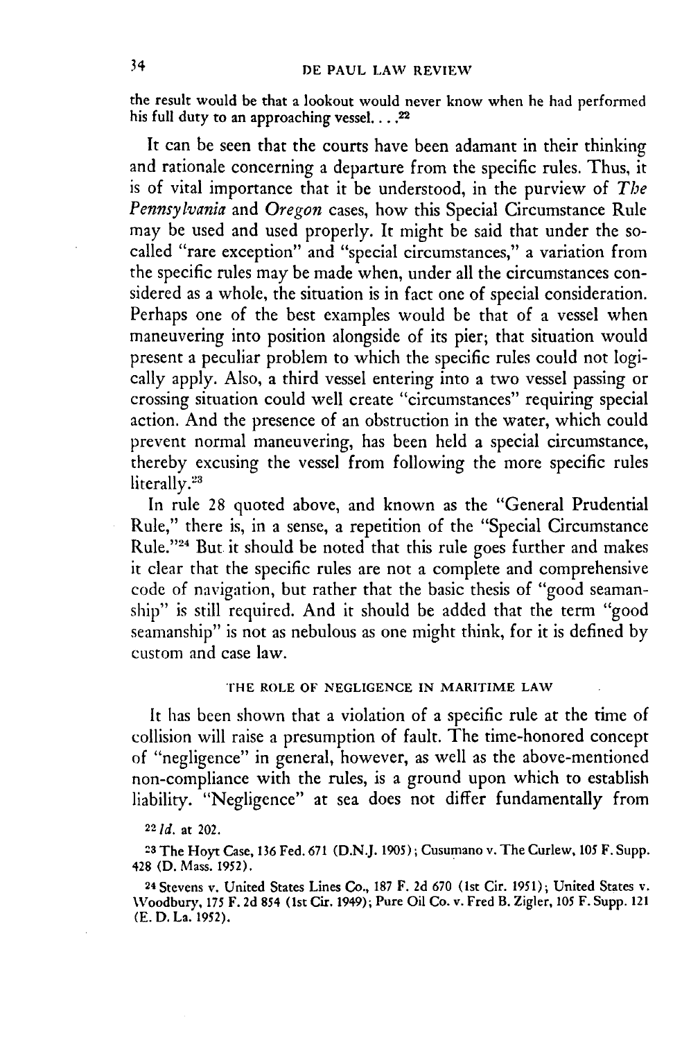the result would be that a lookout would never know when he had performed his full duty to an approaching vessel. . . .[22]

It can be seen that the courts have been adamant in their thinking and rationale concerning a departure from the specific rules. Thus, it is of vital importance that it be understood, in the purview of *The Pennsylvania* and *Oregon* cases, how this Special Circumstance Rule may be used and used properly. It might be said that under the so-called "rare exception" and "special circumstances," a variation from the specific rules may be made when, under all the circumstances considered as a whole, the situation is in fact one of special consideration. Perhaps one of the best examples would be that of a vessel when maneuvering into position alongside of its pier; that situation would present a peculiar problem to which the specific rules could not logically apply. Also, a third vessel entering into a two vessel passing or crossing situation could well create "circumstances" requiring special action. And the presence of an obstruction in the water, which could prevent normal maneuvering, has been held a special circumstance, thereby excusing the vessel from following the more specific rules literally.[23]

In rule 28 quoted above, and known as the "General Prudential Rule," there is, in a sense, a repetition of the "Special Circumstance Rule."[24] But it should be noted that this rule goes further and makes it clear that the specific rules are not a complete and comprehensive code of navigation, but rather that the basic thesis of "good seamanship" is still required. And it should be added that the term "good seamanship" is not as nebulous as one might think, for it is defined by custom and case law.

## THE ROLE OF NEGLIGENCE IN MARITIME LAW

It has been shown that a violation of a specific rule at the time of collision will raise a presumption of fault. The time-honored concept of "negligence" in general, however, as well as the above-mentioned non-compliance with the rules, is a ground upon which to establish liability. "Negligence" at sea does not differ fundamentally from

[22] *Id.* at 202.

[23] The Hoyt Case, 136 Fed. 671 (D.N.J. 1905); Cusumano v. The Curlew, 105 F. Supp. 428 (D. Mass. 1952).

[24] Stevens v. United States Lines Co., 187 F. 2d 670 (1st Cir. 1951); United States v. Woodbury, 175 F. 2d 854 (1st Cir. 1949); Pure Oil Co. v. Fred B. Zigler, 105 F. Supp. 121 (E. D. La. 1952).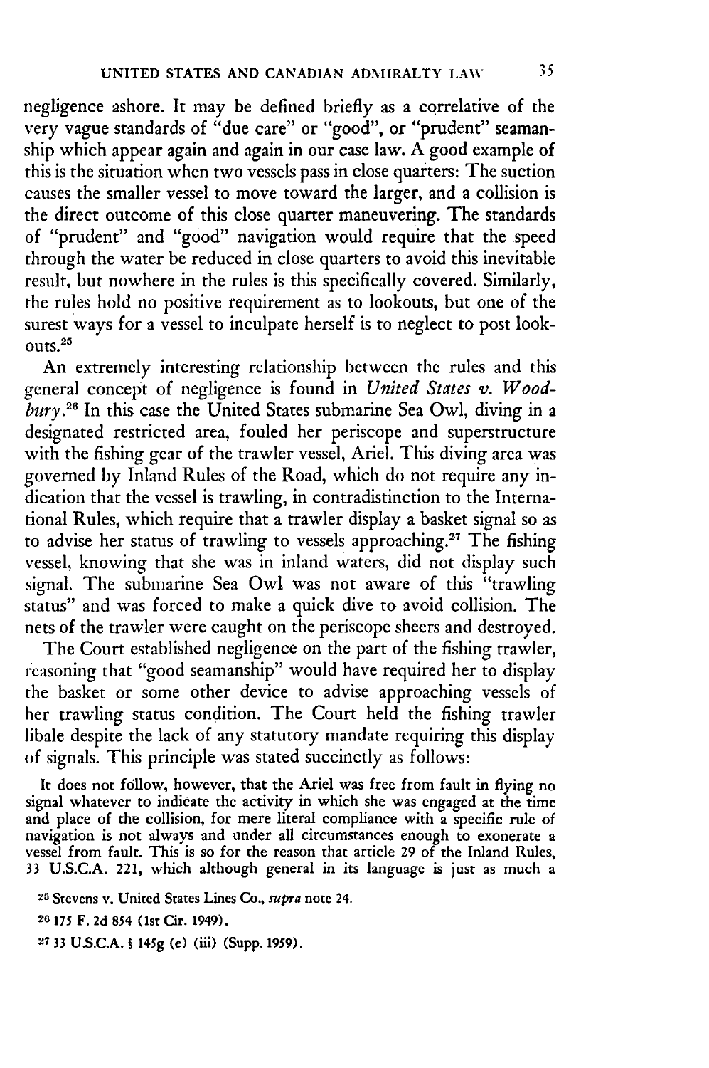negligence ashore. It may be defined briefly as a correlative of the very vague standards of "due care" or "good", or "prudent" seamanship which appear again and again in our case law. A good example of this is the situation when two vessels pass in close quarters: The suction causes the smaller vessel to move toward the larger, and a collision is the direct outcome of this close quarter maneuvering. The standards of "prudent" and "good" navigation would require that the speed through the water be reduced in close quarters to avoid this inevitable result, but nowhere in the rules is this specifically covered. Similarly, the rules hold no positive requirement as to lookouts, but one of the surest ways for a vessel to inculpate herself is to neglect to post lookouts.[25]

An extremely interesting relationship between the rules and this general concept of negligence is found in *United States v. Woodbury*.[26] In this case the United States submarine Sea Owl, diving in a designated restricted area, fouled her periscope and superstructure with the fishing gear of the trawler vessel, Ariel. This diving area was governed by Inland Rules of the Road, which do not require any indication that the vessel is trawling, in contradistinction to the International Rules, which require that a trawler display a basket signal so as to advise her status of trawling to vessels approaching.[27] The fishing vessel, knowing that she was in inland waters, did not display such signal. The submarine Sea Owl was not aware of this "trawling status" and was forced to make a quick dive to avoid collision. The nets of the trawler were caught on the periscope sheers and destroyed.

The Court established negligence on the part of the fishing trawler, reasoning that "good seamanship" would have required her to display the basket or some other device to advise approaching vessels of her trawling status condition. The Court held the fishing trawler libale despite the lack of any statutory mandate requiring this display of signals. This principle was stated succinctly as follows:

> It does not follow, however, that the Ariel was free from fault in flying no signal whatever to indicate the activity in which she was engaged at the time and place of the collision, for mere literal compliance with a specific rule of navigation is not always and under all circumstances enough to exonerate a vessel from fault. This is so for the reason that article 29 of the Inland Rules, 33 U.S.C.A. 221, which although general in its language is just as much a

[25] Stevens v. United States Lines Co., *supra* note 24.

[26] 175 F. 2d 854 (1st Cir. 1949).

[27] 33 U.S.C.A. § 145g (e) (iii) (Supp. 1959).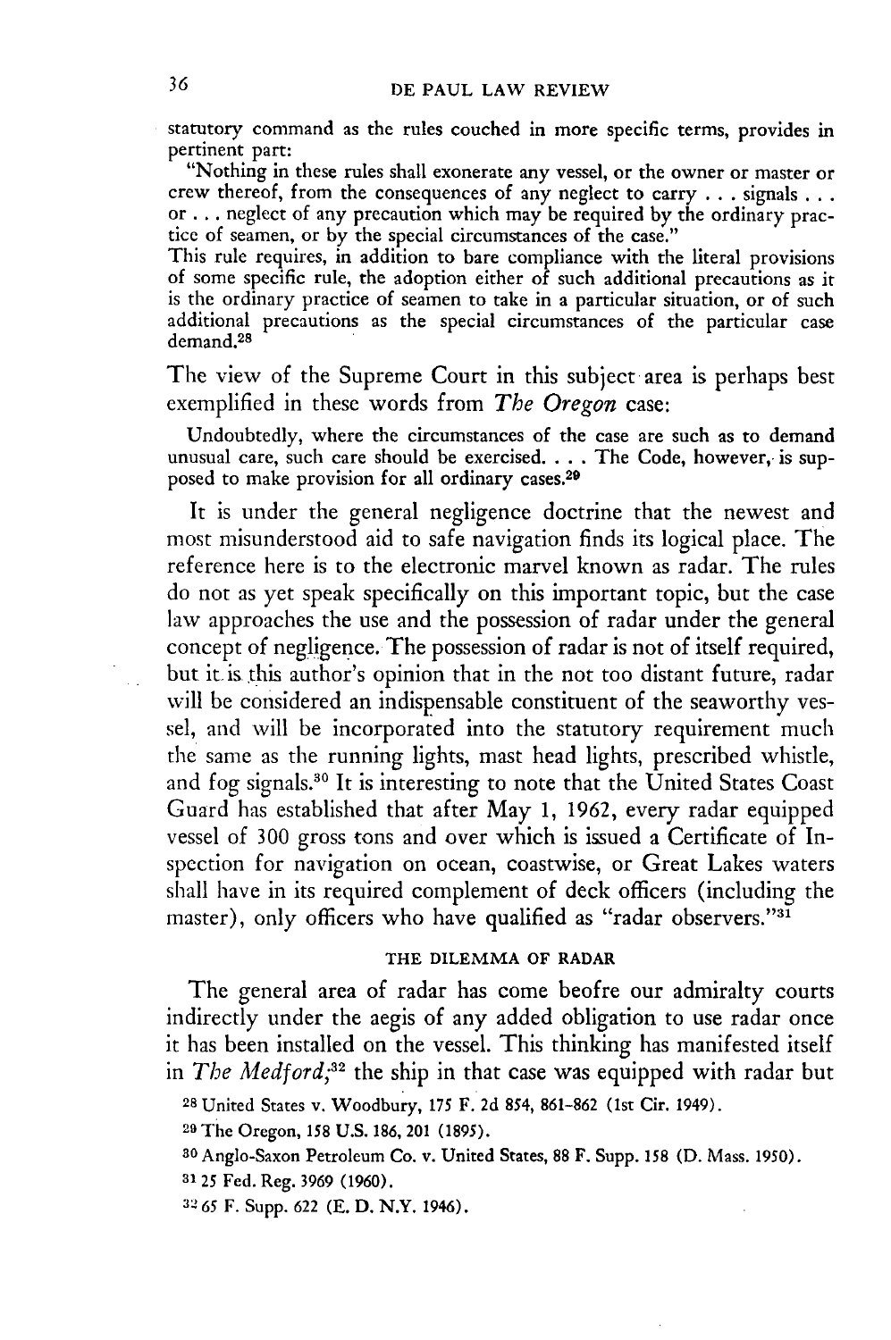statutory command as the rules couched in more specific terms, provides in pertinent part:

> "Nothing in these rules shall exonerate any vessel, or the owner or master or crew thereof, from the consequences of any neglect to carry . . . signals . . . or . . . neglect of any precaution which may be required by the ordinary practice of seamen, or by the special circumstances of the case."
>
> This rule requires, in addition to bare compliance with the literal provisions of some specific rule, the adoption either of such additional precautions as it is the ordinary practice of seamen to take in a particular situation, or of such additional precautions as the special circumstances of the particular case demand.[28]

The view of the Supreme Court in this subject area is perhaps best exemplified in these words from *The Oregon* case:

> Undoubtedly, where the circumstances of the case are such as to demand unusual care, such care should be exercised. . . . The Code, however, is supposed to make provision for all ordinary cases.[29]

It is under the general negligence doctrine that the newest and most misunderstood aid to safe navigation finds its logical place. The reference here is to the electronic marvel known as radar. The rules do not as yet speak specifically on this important topic, but the case law approaches the use and the possession of radar under the general concept of negligence. The possession of radar is not of itself required, but it is this author's opinion that in the not too distant future, radar will be considered an indispensable constituent of the seaworthy vessel, and will be incorporated into the statutory requirement much the same as the running lights, mast head lights, prescribed whistle, and fog signals.[30] It is interesting to note that the United States Coast Guard has established that after May 1, 1962, every radar equipped vessel of 300 gross tons and over which is issued a Certificate of Inspection for navigation on ocean, coastwise, or Great Lakes waters shall have in its required complement of deck officers (including the master), only officers who have qualified as "radar observers."[31]

## THE DILEMMA OF RADAR

The general area of radar has come beofre our admiralty courts indirectly under the aegis of any added obligation to use radar once it has been installed on the vessel. This thinking has manifested itself in *The Medford*;[32] the ship in that case was equipped with radar but

[28] United States v. Woodbury, 175 F. 2d 854, 861-862 (1st Cir. 1949).

[29] The Oregon, 158 U.S. 186, 201 (1895).

[30] Anglo-Saxon Petroleum Co. v. United States, 88 F. Supp. 158 (D. Mass. 1950).

[31] 25 Fed. Reg. 3969 (1960).

[32] 65 F. Supp. 622 (E. D. N.Y. 1946).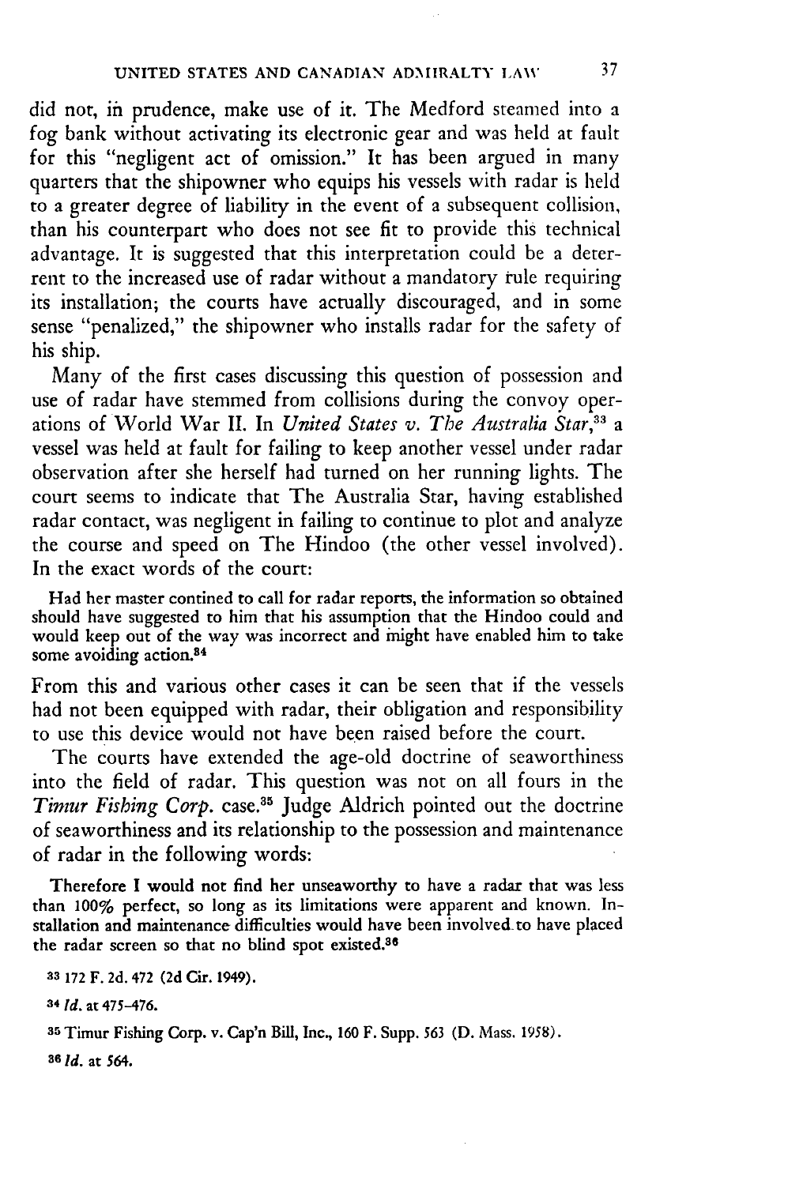did not, in prudence, make use of it. The Medford steamed into a fog bank without activating its electronic gear and was held at fault for this "negligent act of omission." It has been argued in many quarters that the shipowner who equips his vessels with radar is held to a greater degree of liability in the event of a subsequent collision, than his counterpart who does not see fit to provide this technical advantage. It is suggested that this interpretation could be a deterrent to the increased use of radar without a mandatory rule requiring its installation; the courts have actually discouraged, and in some sense "penalized," the shipowner who installs radar for the safety of his ship.

Many of the first cases discussing this question of possession and use of radar have stemmed from collisions during the convoy operations of World War II. In *United States v. The Australia Star*,[33] a vessel was held at fault for failing to keep another vessel under radar observation after she herself had turned on her running lights. The court seems to indicate that The Australia Star, having established radar contact, was negligent in failing to continue to plot and analyze the course and speed on The Hindoo (the other vessel involved). In the exact words of the court:

> Had her master contined to call for radar reports, the information so obtained should have suggested to him that his assumption that the Hindoo could and would keep out of the way was incorrect and might have enabled him to take some avoiding action.[34]

From this and various other cases it can be seen that if the vessels had not been equipped with radar, their obligation and responsibility to use this device would not have been raised before the court.

The courts have extended the age-old doctrine of seaworthiness into the field of radar. This question was not on all fours in the *Timur Fishing Corp.* case.[35] Judge Aldrich pointed out the doctrine of seaworthiness and its relationship to the possession and maintenance of radar in the following words:

> Therefore I would not find her unseaworthy to have a radar that was less than 100% perfect, so long as its limitations were apparent and known. Installation and maintenance difficulties would have been involved to have placed the radar screen so that no blind spot existed.[36]

[33] 172 F. 2d. 472 (2d Cir. 1949).

[34] *Id.* at 475–476.

[35] Timur Fishing Corp. v. Cap'n Bill, Inc., 160 F. Supp. 563 (D. Mass. 1958).

[36] *Id.* at 564.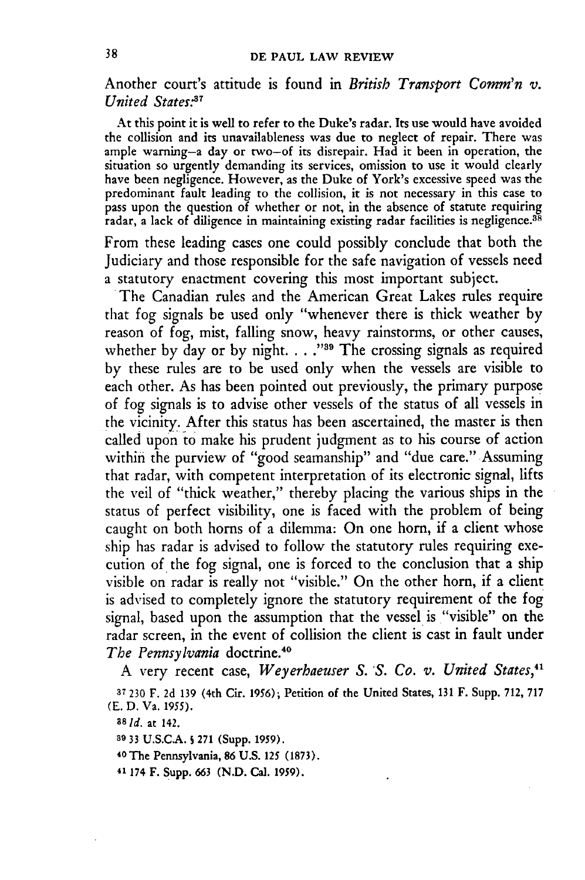Another court's attitude is found in *British Transport Comm'n v. United States*:[37]

> At this point it is well to refer to the Duke's radar. Its use would have avoided the collision and its unavailableness was due to neglect of repair. There was ample warning—a day or two—of its disrepair. Had it been in operation, the situation so urgently demanding its services, omission to use it would clearly have been negligence. However, as the Duke of York's excessive speed was the predominant fault leading to the collision, it is not necessary in this case to pass upon the question of whether or not, in the absence of statute requiring radar, a lack of diligence in maintaining existing radar facilities is negligence.[38]

From these leading cases one could possibly conclude that both the Judiciary and those responsible for the safe navigation of vessels need a statutory enactment covering this most important subject.

The Canadian rules and the American Great Lakes rules require that fog signals be used only "whenever there is thick weather by reason of fog, mist, falling snow, heavy rainstorms, or other causes, whether by day or by night. . . ."[39] The crossing signals as required by these rules are to be used only when the vessels are visible to each other. As has been pointed out previously, the primary purpose of fog signals is to advise other vessels of the status of all vessels in the vicinity. After this status has been ascertained, the master is then called upon to make his prudent judgment as to his course of action within the purview of "good seamanship" and "due care." Assuming that radar, with competent interpretation of its electronic signal, lifts the veil of "thick weather," thereby placing the various ships in the status of perfect visibility, one is faced with the problem of being caught on both horns of a dilemma: On one horn, if a client whose ship has radar is advised to follow the statutory rules requiring execution of the fog signal, one is forced to the conclusion that a ship visible on radar is really not "visible." On the other horn, if a client is advised to completely ignore the statutory requirement of the fog signal, based upon the assumption that the vessel is "visible" on the radar screen, in the event of collision the client is cast in fault under *The Pennsylvania* doctrine.[40]

A very recent case, *Weyerhaeuser S. S. Co. v. United States*,[41]

[37] 230 F. 2d 139 (4th Cir. 1956); Petition of the United States, 131 F. Supp. 712, 717 (E. D. Va. 1955).

[38] *Id.* at 142.

[39] 33 U.S.C.A. § 271 (Supp. 1959).

[40] The Pennsylvania, 86 U.S. 125 (1873).

[41] 174 F. Supp. 663 (N.D. Cal. 1959).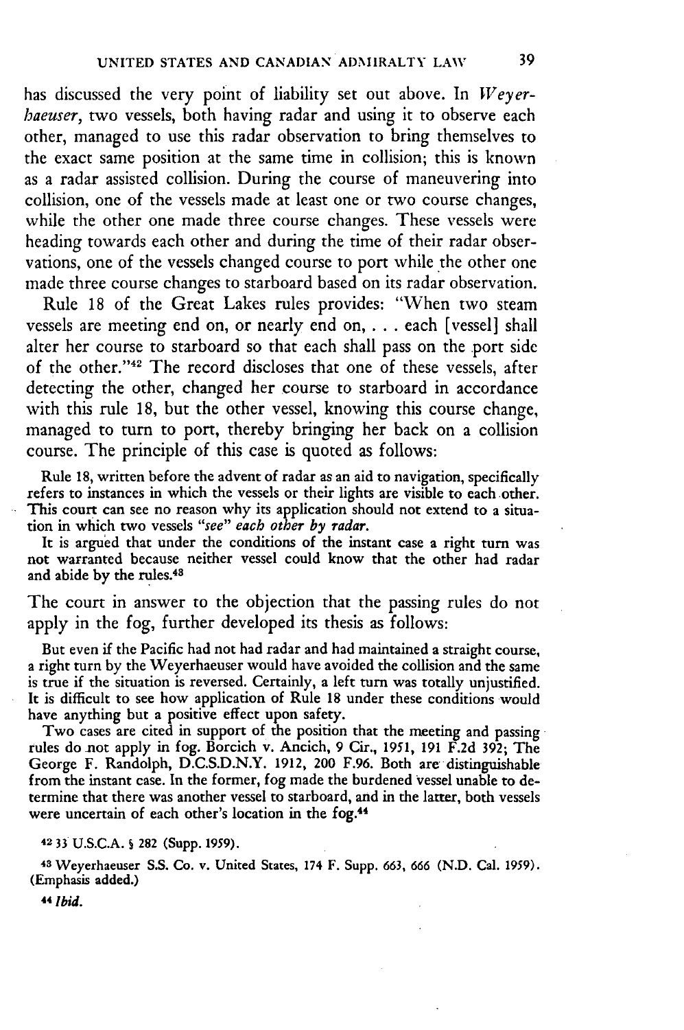has discussed the very point of liability set out above. In *Weyerhaeuser*, two vessels, both having radar and using it to observe each other, managed to use this radar observation to bring themselves to the exact same position at the same time in collision; this is known as a radar assisted collision. During the course of maneuvering into collision, one of the vessels made at least one or two course changes, while the other one made three course changes. These vessels were heading towards each other and during the time of their radar observations, one of the vessels changed course to port while the other one made three course changes to starboard based on its radar observation.

Rule 18 of the Great Lakes rules provides: "When two steam vessels are meeting end on, or nearly end on, . . . each [vessel] shall alter her course to starboard so that each shall pass on the port side of the other."[42] The record discloses that one of these vessels, after detecting the other, changed her course to starboard in accordance with this rule 18, but the other vessel, knowing this course change, managed to turn to port, thereby bringing her back on a collision course. The principle of this case is quoted as follows:

> Rule 18, written before the advent of radar as an aid to navigation, specifically refers to instances in which the vessels or their lights are visible to each other. This court can see no reason why its application should not extend to a situation in which two vessels *"see" each other by radar.*
>
> It is argued that under the conditions of the instant case a right turn was not warranted because neither vessel could know that the other had radar and abide by the rules.[43]

The court in answer to the objection that the passing rules do not apply in the fog, further developed its thesis as follows:

> But even if the Pacific had not had radar and had maintained a straight course, a right turn by the Weyerhaeuser would have avoided the collision and the same is true if the situation is reversed. Certainly, a left turn was totally unjustified. It is difficult to see how application of Rule 18 under these conditions would have anything but a positive effect upon safety.
>
> Two cases are cited in support of the position that the meeting and passing rules do not apply in fog. Borcich v. Ancich, 9 Cir., 1951, 191 F.2d 392; The George F. Randolph, D.C.S.D.N.Y. 1912, 200 F.96. Both are distinguishable from the instant case. In the former, fog made the burdened vessel unable to determine that there was another vessel to starboard, and in the latter, both vessels were uncertain of each other's location in the fog.[44]

[42] 33 U.S.C.A. § 282 (Supp. 1959).

[43] Weyerhaeuser S.S. Co. v. United States, 174 F. Supp. 663, 666 (N.D. Cal. 1959). (Emphasis added.)

[44] *Ibid.*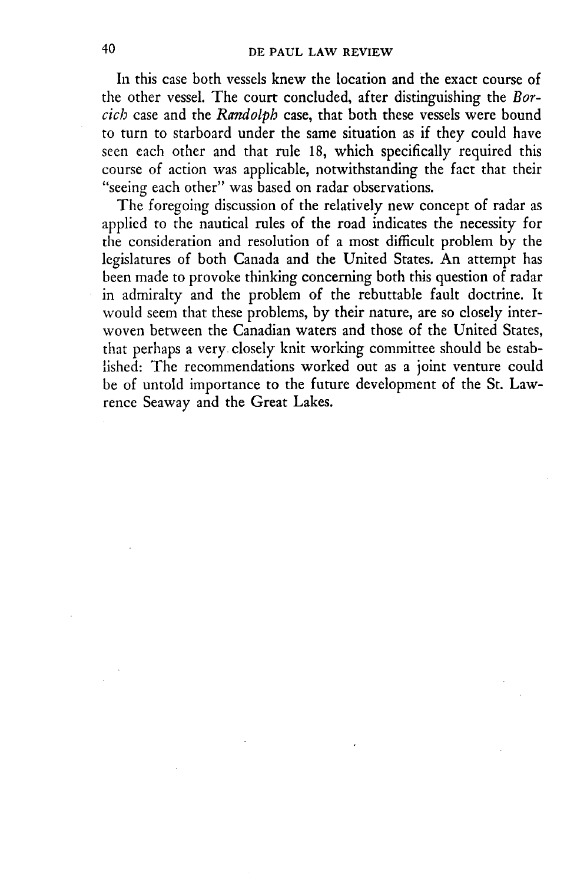In this case both vessels knew the location and the exact course of the other vessel. The court concluded, after distinguishing the *Borcich* case and the *Randolph* case, that both these vessels were bound to turn to starboard under the same situation as if they could have seen each other and that rule 18, which specifically required this course of action was applicable, notwithstanding the fact that their "seeing each other" was based on radar observations.

The foregoing discussion of the relatively new concept of radar as applied to the nautical rules of the road indicates the necessity for the consideration and resolution of a most difficult problem by the legislatures of both Canada and the United States. An attempt has been made to provoke thinking concerning both this question of radar in admiralty and the problem of the rebuttable fault doctrine. It would seem that these problems, by their nature, are so closely interwoven between the Canadian waters and those of the United States, that perhaps a very closely knit working committee should be established: The recommendations worked out as a joint venture could be of untold importance to the future development of the St. Lawrence Seaway and the Great Lakes.